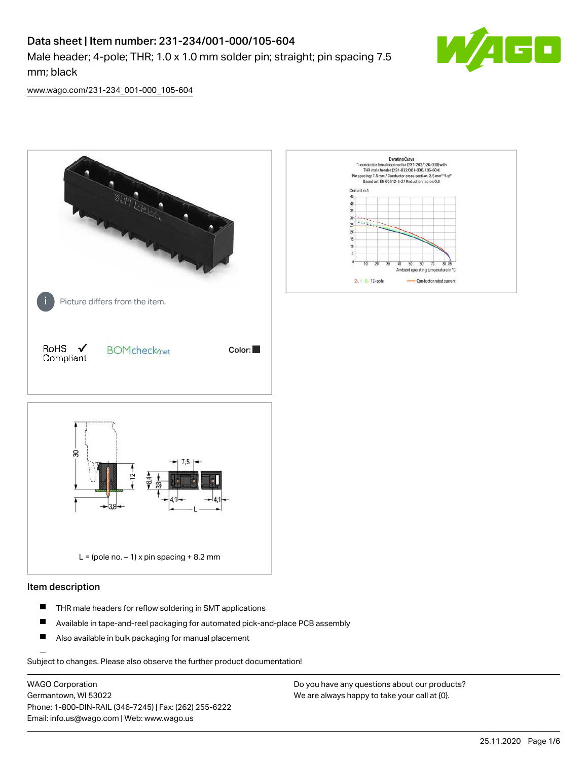# Data sheet | Item number: 231-234/001-000/105-604

Male header; 4-pole; THR; 1.0 x 1.0 mm solder pin; straight; pin spacing 7.5 mm; black

www.wago.com/231-234_001-000_105-604

Picture differs from the item.

RoHS ✓ Compliant

BOMcheck.net

Color: ■

L = (pole no. – 1) x pin spacing + 8.2 mm

## Item description

- THR male headers for reflow soldering in SMT applications
- Available in tape-and-reel packaging for automated pick-and-place PCB assembly
- Also available in bulk packaging for manual placement

Subject to changes. Please also observe the further product documentation!

WAGO Corporation
Germantown, WI 53022
Phone: 1-800-DIN-RAIL (346-7245) | Fax: (262) 255-6222
Email: info.us@wago.com | Web: www.wago.us

Do you have any questions about our products?
We are always happy to take your call at {0}.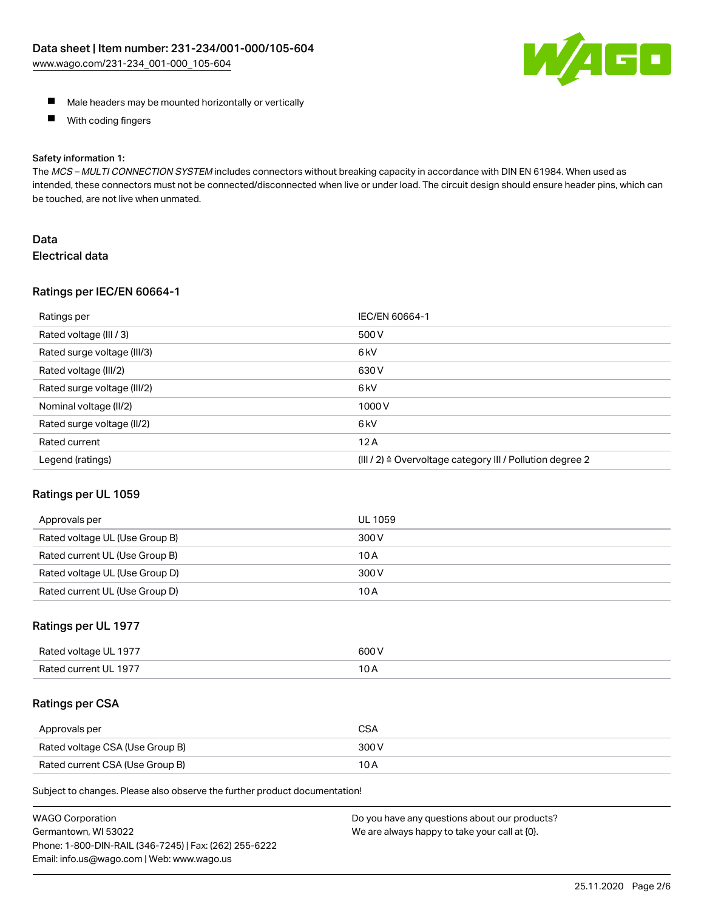- Male headers may be mounted horizontally or vertically
- With coding fingers

Safety information 1:
The *MCS – MULTI CONNECTION SYSTEM* includes connectors without breaking capacity in accordance with DIN EN 61984. When used as intended, these connectors must not be connected/disconnected when live or under load. The circuit design should ensure header pins, which can be touched, are not live when unmated.

## Data

### Electrical data

#### Ratings per IEC/EN 60664-1

| Ratings per | IEC/EN 60664-1 |
|---|---|
| Rated voltage (III / 3) | 500 V |
| Rated surge voltage (III/3) | 6 kV |
| Rated voltage (III/2) | 630 V |
| Rated surge voltage (III/2) | 6 kV |
| Nominal voltage (II/2) | 1000 V |
| Rated surge voltage (II/2) | 6 kV |
| Rated current | 12 A |
| Legend (ratings) | (III / 2) ≙ Overvoltage category III / Pollution degree 2 |

#### Ratings per UL 1059

| Approvals per | UL 1059 |
|---|---|
| Rated voltage UL (Use Group B) | 300 V |
| Rated current UL (Use Group B) | 10 A |
| Rated voltage UL (Use Group D) | 300 V |
| Rated current UL (Use Group D) | 10 A |

#### Ratings per UL 1977

| | |
|---|---|
| Rated voltage UL 1977 | 600 V |
| Rated current UL 1977 | 10 A |

#### Ratings per CSA

| Approvals per | CSA |
|---|---|
| Rated voltage CSA (Use Group B) | 300 V |
| Rated current CSA (Use Group B) | 10 A |

Subject to changes. Please also observe the further product documentation!

WAGO Corporation
Germantown, WI 53022
Phone: 1-800-DIN-RAIL (346-7245) | Fax: (262) 255-6222
Email: info.us@wago.com | Web: www.wago.us

Do you have any questions about our products?
We are always happy to take your call at {0}.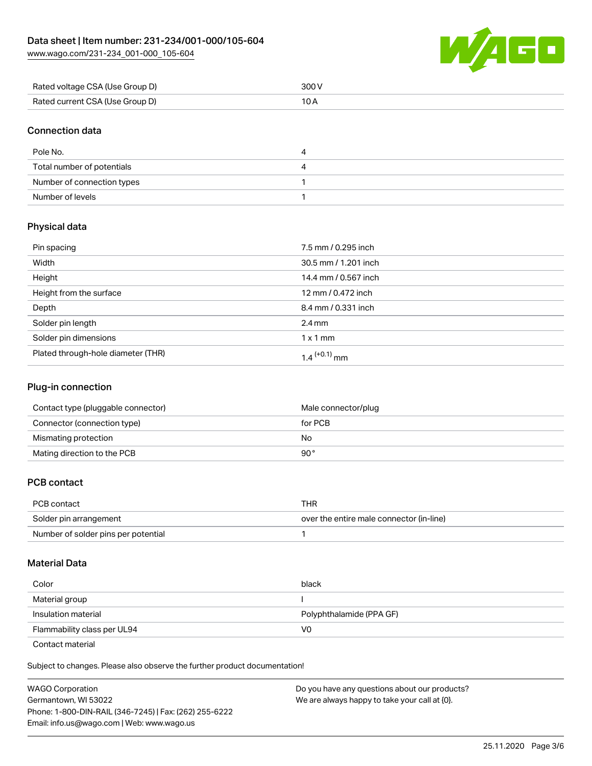| Rated voltage CSA (Use Group D) | 300 V |
| --- | --- |
| Rated current CSA (Use Group D) | 10 A |

## Connection data

| Pole No. | 4 |
| --- | --- |
| Total number of potentials | 4 |
| Number of connection types | 1 |
| Number of levels | 1 |

## Physical data

| Pin spacing | 7.5 mm / 0.295 inch |
| --- | --- |
| Width | 30.5 mm / 1.201 inch |
| Height | 14.4 mm / 0.567 inch |
| Height from the surface | 12 mm / 0.472 inch |
| Depth | 8.4 mm / 0.331 inch |
| Solder pin length | 2.4 mm |
| Solder pin dimensions | 1 x 1 mm |
| Plated through-hole diameter (THR) | $1.4^{(+0.1)}$ mm |

## Plug-in connection

| Contact type (pluggable connector) | Male connector/plug |
| --- | --- |
| Connector (connection type) | for PCB |
| Mismating protection | No |
| Mating direction to the PCB | 90 ° |

## PCB contact

| PCB contact | THR |
| --- | --- |
| Solder pin arrangement | over the entire male connector (in-line) |
| Number of solder pins per potential | 1 |

## Material Data

| Color | black |
| --- | --- |
| Material group | I |
| Insulation material | Polyphthalamide (PPA GF) |
| Flammability class per UL94 | V0 |
| Contact material | |

Subject to changes. Please also observe the further product documentation!

WAGO Corporation
Germantown, WI 53022
Phone: 1-800-DIN-RAIL (346-7245) | Fax: (262) 255-6222
Email: info.us@wago.com | Web: www.wago.us

Do you have any questions about our products?
We are always happy to take your call at {0}.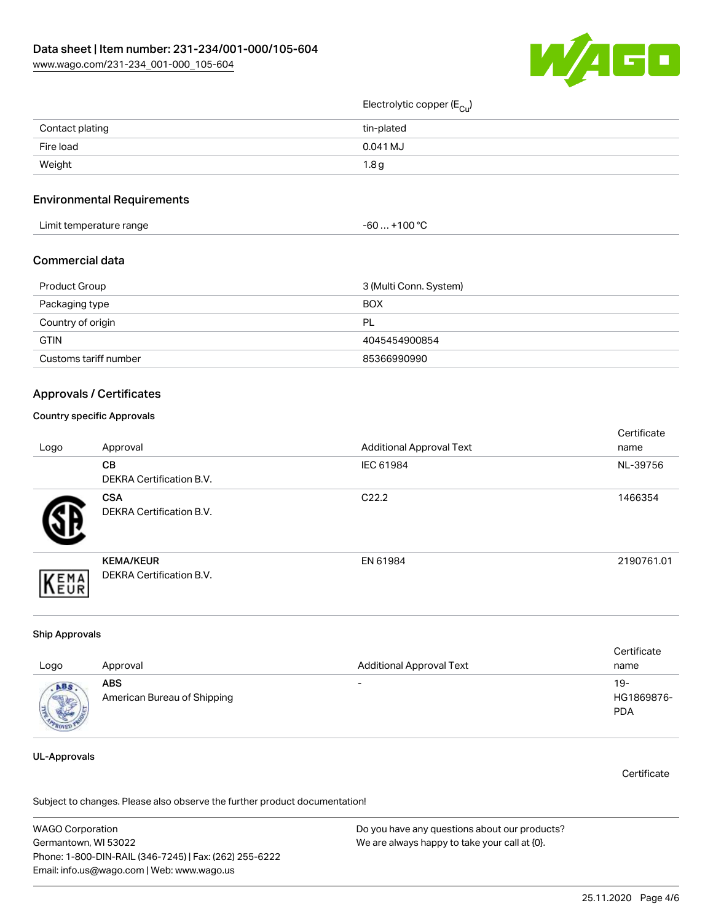| | |
|---|---|
| | Electrolytic copper ($E_{Cu}$) |
| Contact plating | tin-plated |
| Fire load | 0.041 MJ |
| Weight | 1.8 g |

## Environmental Requirements

| | |
|---|---|
| Limit temperature range | -60 … +100 °C |

## Commercial data

| | |
|---|---|
| Product Group | 3 (Multi Conn. System) |
| Packaging type | BOX |
| Country of origin | PL |
| GTIN | 4045454900854 |
| Customs tariff number | 85366990990 |

## Approvals / Certificates

### Country specific Approvals

| Logo | Approval | Additional Approval Text | Certificate name |
|---|---|---|---|
| | **CB** DEKRA Certification B.V. | IEC 61984 | NL-39756 |
| | **CSA** DEKRA Certification B.V. | C22.2 | 1466354 |
| | **KEMA/KEUR** DEKRA Certification B.V. | EN 61984 | 2190761.01 |

### Ship Approvals

| Logo | Approval | Additional Approval Text | Certificate name |
|---|---|---|---|
| | **ABS** American Bureau of Shipping | - | 19-HG1869876-PDA |

### UL-Approvals

Certificate

Subject to changes. Please also observe the further product documentation!

WAGO Corporation
Germantown, WI 53022
Phone: 1-800-DIN-RAIL (346-7245) | Fax: (262) 255-6222
Email: info.us@wago.com | Web: www.wago.us

Do you have any questions about our products?
We are always happy to take your call at {0}.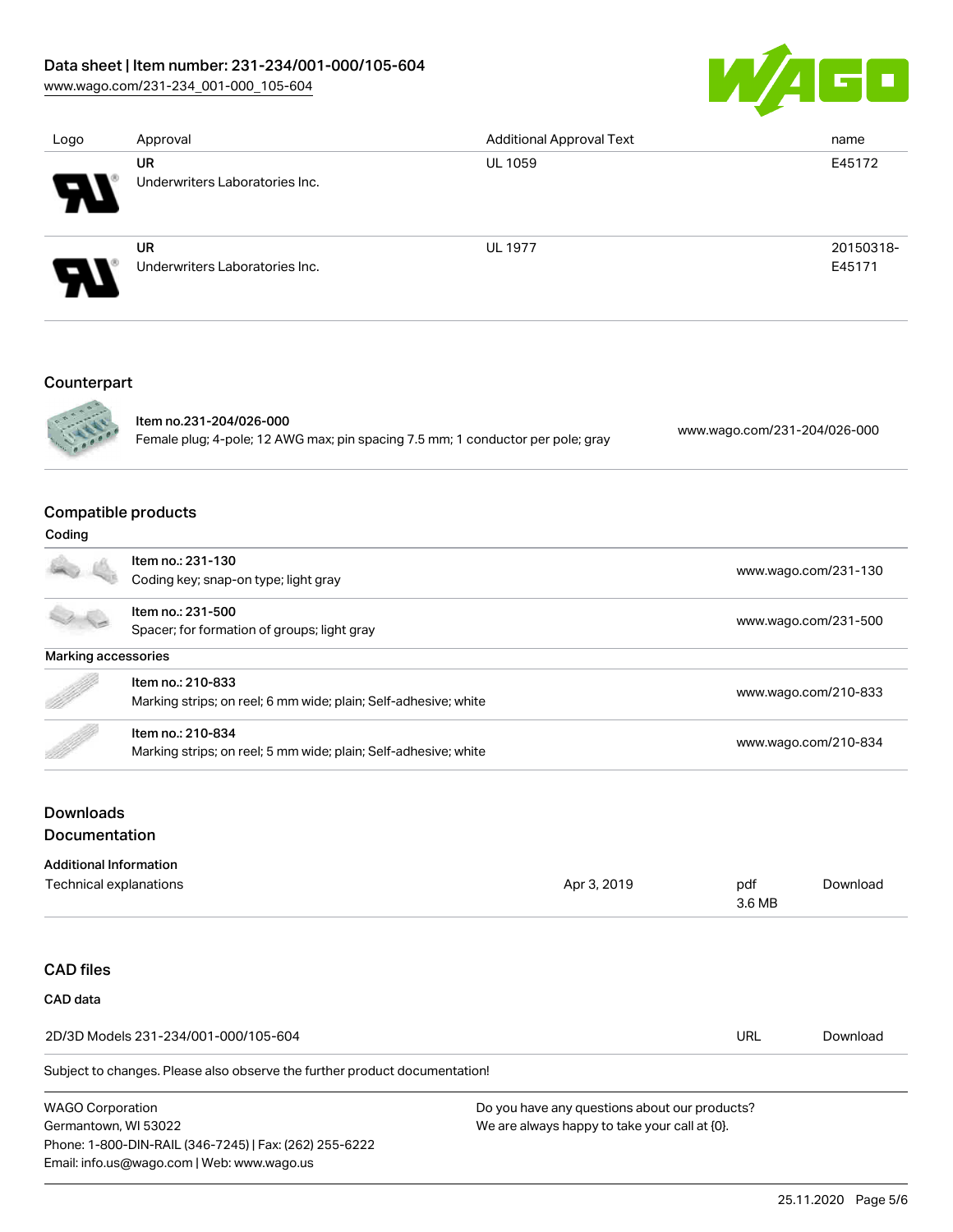| Logo | Approval | Additional Approval Text | name |
| --- | --- | --- | --- |
| | **UR** Underwriters Laboratories Inc. | UL 1059 | E45172 |
| | **UR** Underwriters Laboratories Inc. | UL 1977 | 20150318-E45171 |

## Counterpart

| | | |
| --- | --- | --- |
| | **Item no.231-204/026-000** Female plug; 4-pole; 12 AWG max; pin spacing 7.5 mm; 1 conductor per pole; gray | www.wago.com/231-204/026-000 |

## Compatible products

**Coding**

| | | |
| --- | --- | --- |
| | **Item no.: 231-130** Coding key; snap-on type; light gray | www.wago.com/231-130 |
| | **Item no.: 231-500** Spacer; for formation of groups; light gray | www.wago.com/231-500 |

**Marking accessories**

| | | |
| --- | --- | --- |
| | **Item no.: 210-833** Marking strips; on reel; 6 mm wide; plain; Self-adhesive; white | www.wago.com/210-833 |
| | **Item no.: 210-834** Marking strips; on reel; 5 mm wide; plain; Self-adhesive; white | www.wago.com/210-834 |

## Downloads

## Documentation

**Additional Information**

| | | | |
| --- | --- | --- | --- |
| Technical explanations | Apr 3, 2019 | pdf 3.6 MB | Download |

## CAD files

**CAD data**

| | | |
| --- | --- | --- |
| 2D/3D Models 231-234/001-000/105-604 | URL | Download |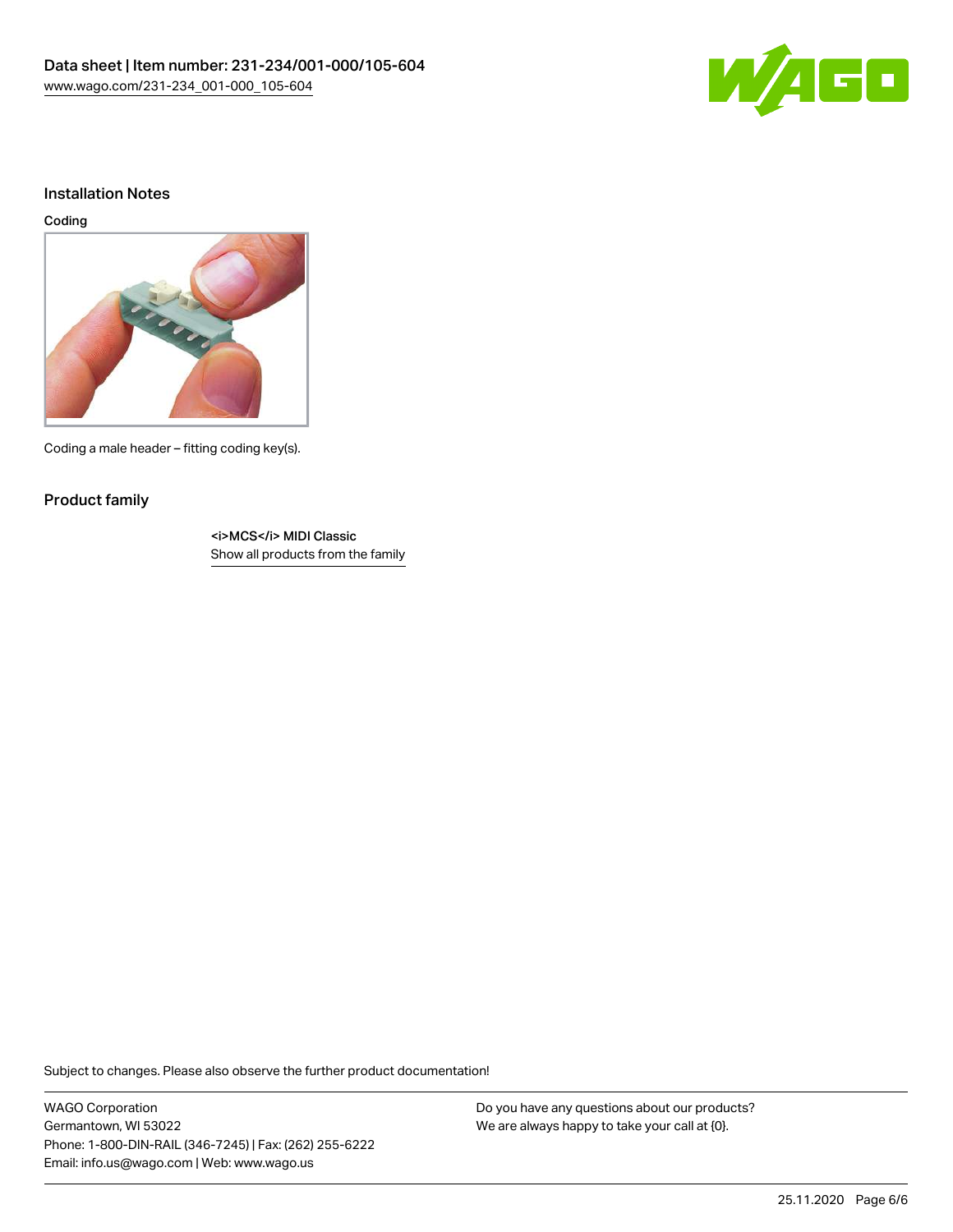## Installation Notes

### Coding

Coding a male header – fitting coding key(s).

## Product family

<i>MCS</i> MIDI Classic
Show all products from the family

Subject to changes. Please also observe the further product documentation!

WAGO Corporation
Germantown, WI 53022
Phone: 1-800-DIN-RAIL (346-7245) | Fax: (262) 255-6222
Email: info.us@wago.com | Web: www.wago.us

Do you have any questions about our products?
We are always happy to take your call at {0}.